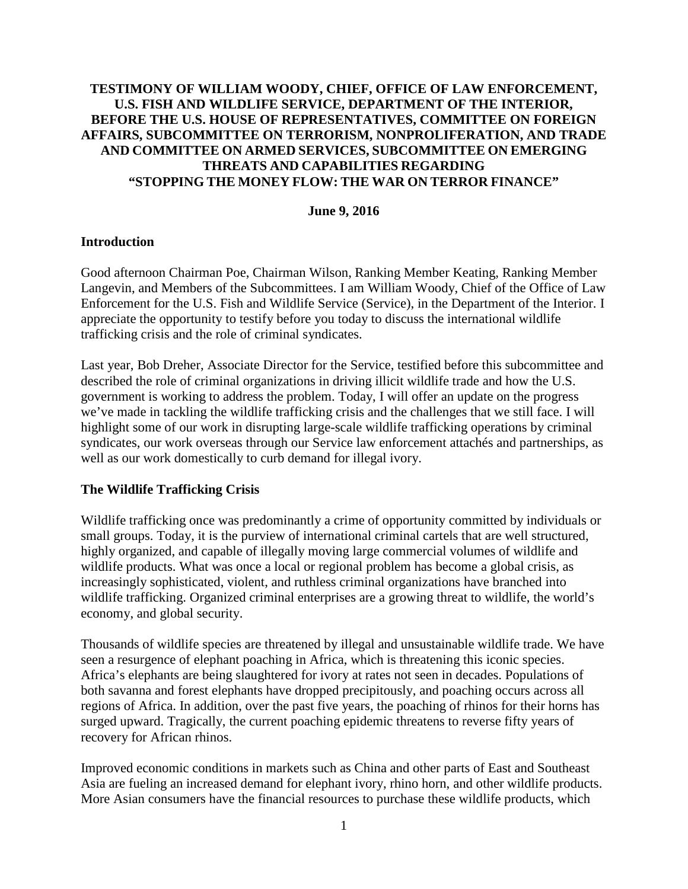**TESTIMONY OF WILLIAM WOODY, CHIEF, OFFICE OF LAW ENFORCEMENT, U.S. FISH AND WILDLIFE SERVICE, DEPARTMENT OF THE INTERIOR, BEFORE THE U.S. HOUSE OF REPRESENTATIVES, COMMITTEE ON FOREIGN AFFAIRS, SUBCOMMITTEE ON TERRORISM, NONPROLIFERATION, AND TRADE AND COMMITTEE ON ARMED SERVICES, SUBCOMMITTEE ON EMERGING THREATS AND CAPABILITIES REGARDING "STOPPING THE MONEY FLOW: THE WAR ON TERROR FINANCE"**

**June 9, 2016**

## Introduction

Good afternoon Chairman Poe, Chairman Wilson, Ranking Member Keating, Ranking Member Langevin, and Members of the Subcommittees. I am William Woody, Chief of the Office of Law Enforcement for the U.S. Fish and Wildlife Service (Service), in the Department of the Interior. I appreciate the opportunity to testify before you today to discuss the international wildlife trafficking crisis and the role of criminal syndicates.

Last year, Bob Dreher, Associate Director for the Service, testified before this subcommittee and described the role of criminal organizations in driving illicit wildlife trade and how the U.S. government is working to address the problem. Today, I will offer an update on the progress we've made in tackling the wildlife trafficking crisis and the challenges that we still face. I will highlight some of our work in disrupting large-scale wildlife trafficking operations by criminal syndicates, our work overseas through our Service law enforcement attachés and partnerships, as well as our work domestically to curb demand for illegal ivory.

## The Wildlife Trafficking Crisis

Wildlife trafficking once was predominantly a crime of opportunity committed by individuals or small groups. Today, it is the purview of international criminal cartels that are well structured, highly organized, and capable of illegally moving large commercial volumes of wildlife and wildlife products. What was once a local or regional problem has become a global crisis, as increasingly sophisticated, violent, and ruthless criminal organizations have branched into wildlife trafficking. Organized criminal enterprises are a growing threat to wildlife, the world's economy, and global security.

Thousands of wildlife species are threatened by illegal and unsustainable wildlife trade. We have seen a resurgence of elephant poaching in Africa, which is threatening this iconic species. Africa's elephants are being slaughtered for ivory at rates not seen in decades. Populations of both savanna and forest elephants have dropped precipitously, and poaching occurs across all regions of Africa. In addition, over the past five years, the poaching of rhinos for their horns has surged upward. Tragically, the current poaching epidemic threatens to reverse fifty years of recovery for African rhinos.

Improved economic conditions in markets such as China and other parts of East and Southeast Asia are fueling an increased demand for elephant ivory, rhino horn, and other wildlife products. More Asian consumers have the financial resources to purchase these wildlife products, which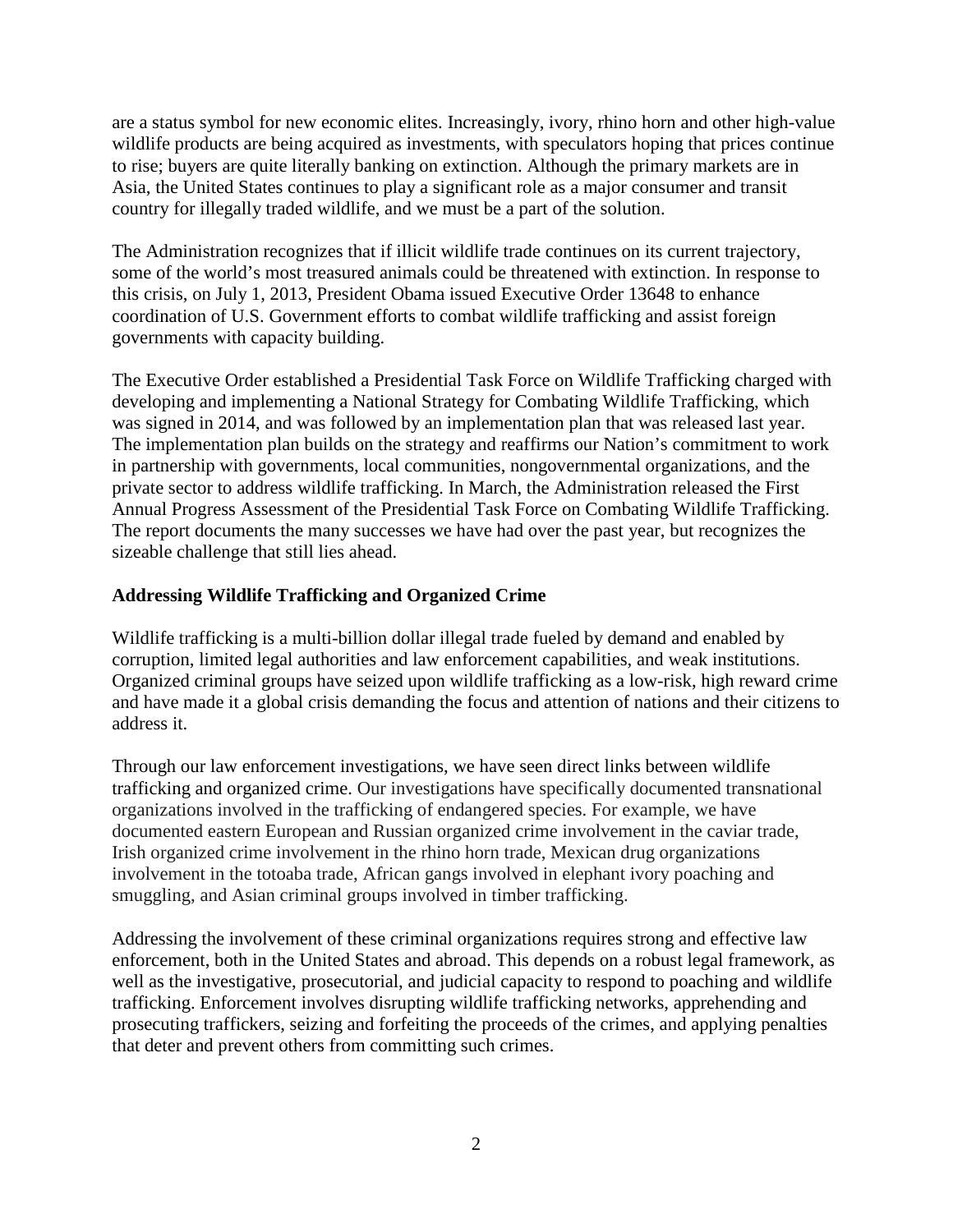are a status symbol for new economic elites. Increasingly, ivory, rhino horn and other high-value wildlife products are being acquired as investments, with speculators hoping that prices continue to rise; buyers are quite literally banking on extinction. Although the primary markets are in Asia, the United States continues to play a significant role as a major consumer and transit country for illegally traded wildlife, and we must be a part of the solution.

The Administration recognizes that if illicit wildlife trade continues on its current trajectory, some of the world's most treasured animals could be threatened with extinction. In response to this crisis, on July 1, 2013, President Obama issued Executive Order 13648 to enhance coordination of U.S. Government efforts to combat wildlife trafficking and assist foreign governments with capacity building.

The Executive Order established a Presidential Task Force on Wildlife Trafficking charged with developing and implementing a National Strategy for Combating Wildlife Trafficking, which was signed in 2014, and was followed by an implementation plan that was released last year. The implementation plan builds on the strategy and reaffirms our Nation's commitment to work in partnership with governments, local communities, nongovernmental organizations, and the private sector to address wildlife trafficking. In March, the Administration released the First Annual Progress Assessment of the Presidential Task Force on Combating Wildlife Trafficking. The report documents the many successes we have had over the past year, but recognizes the sizeable challenge that still lies ahead.

**Addressing Wildlife Trafficking and Organized Crime**

Wildlife trafficking is a multi-billion dollar illegal trade fueled by demand and enabled by corruption, limited legal authorities and law enforcement capabilities, and weak institutions. Organized criminal groups have seized upon wildlife trafficking as a low-risk, high reward crime and have made it a global crisis demanding the focus and attention of nations and their citizens to address it.

Through our law enforcement investigations, we have seen direct links between wildlife trafficking and organized crime. Our investigations have specifically documented transnational organizations involved in the trafficking of endangered species. For example, we have documented eastern European and Russian organized crime involvement in the caviar trade, Irish organized crime involvement in the rhino horn trade, Mexican drug organizations involvement in the totoaba trade, African gangs involved in elephant ivory poaching and smuggling, and Asian criminal groups involved in timber trafficking.

Addressing the involvement of these criminal organizations requires strong and effective law enforcement, both in the United States and abroad. This depends on a robust legal framework, as well as the investigative, prosecutorial, and judicial capacity to respond to poaching and wildlife trafficking. Enforcement involves disrupting wildlife trafficking networks, apprehending and prosecuting traffickers, seizing and forfeiting the proceeds of the crimes, and applying penalties that deter and prevent others from committing such crimes.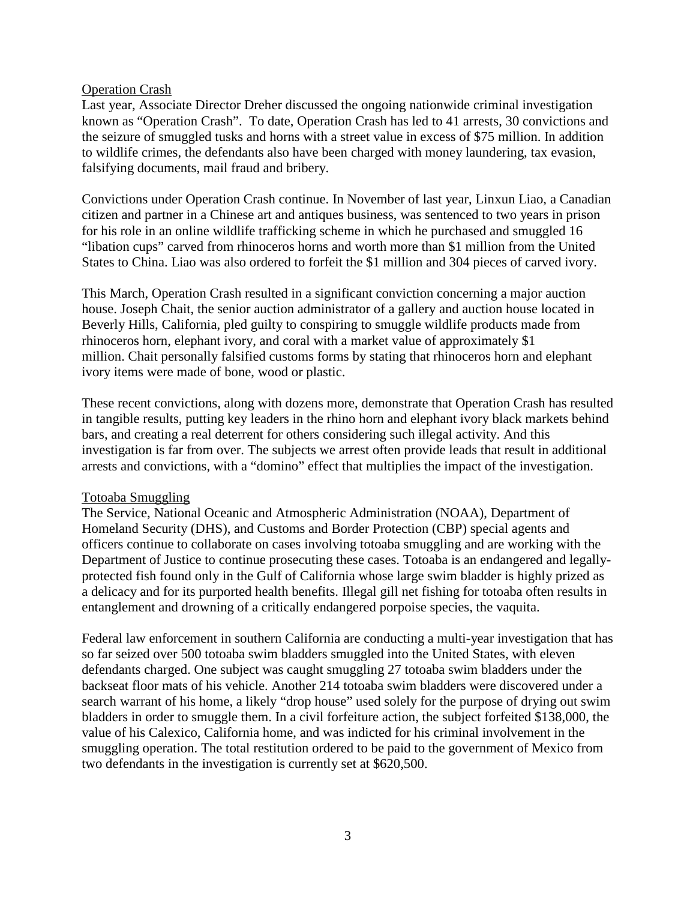Operation Crash

Last year, Associate Director Dreher discussed the ongoing nationwide criminal investigation known as "Operation Crash". To date, Operation Crash has led to 41 arrests, 30 convictions and the seizure of smuggled tusks and horns with a street value in excess of $75 million. In addition to wildlife crimes, the defendants also have been charged with money laundering, tax evasion, falsifying documents, mail fraud and bribery.

Convictions under Operation Crash continue. In November of last year, Linxun Liao, a Canadian citizen and partner in a Chinese art and antiques business, was sentenced to two years in prison for his role in an online wildlife trafficking scheme in which he purchased and smuggled 16 "libation cups" carved from rhinoceros horns and worth more than $1 million from the United States to China. Liao was also ordered to forfeit the $1 million and 304 pieces of carved ivory.

This March, Operation Crash resulted in a significant conviction concerning a major auction house. Joseph Chait, the senior auction administrator of a gallery and auction house located in Beverly Hills, California, pled guilty to conspiring to smuggle wildlife products made from rhinoceros horn, elephant ivory, and coral with a market value of approximately $1 million. Chait personally falsified customs forms by stating that rhinoceros horn and elephant ivory items were made of bone, wood or plastic.

These recent convictions, along with dozens more, demonstrate that Operation Crash has resulted in tangible results, putting key leaders in the rhino horn and elephant ivory black markets behind bars, and creating a real deterrent for others considering such illegal activity. And this investigation is far from over. The subjects we arrest often provide leads that result in additional arrests and convictions, with a "domino" effect that multiplies the impact of the investigation.

Totoaba Smuggling

The Service, National Oceanic and Atmospheric Administration (NOAA), Department of Homeland Security (DHS), and Customs and Border Protection (CBP) special agents and officers continue to collaborate on cases involving totoaba smuggling and are working with the Department of Justice to continue prosecuting these cases. Totoaba is an endangered and legally-protected fish found only in the Gulf of California whose large swim bladder is highly prized as a delicacy and for its purported health benefits. Illegal gill net fishing for totoaba often results in entanglement and drowning of a critically endangered porpoise species, the vaquita.

Federal law enforcement in southern California are conducting a multi-year investigation that has so far seized over 500 totoaba swim bladders smuggled into the United States, with eleven defendants charged. One subject was caught smuggling 27 totoaba swim bladders under the backseat floor mats of his vehicle. Another 214 totoaba swim bladders were discovered under a search warrant of his home, a likely "drop house" used solely for the purpose of drying out swim bladders in order to smuggle them. In a civil forfeiture action, the subject forfeited $138,000, the value of his Calexico, California home, and was indicted for his criminal involvement in the smuggling operation. The total restitution ordered to be paid to the government of Mexico from two defendants in the investigation is currently set at $620,500.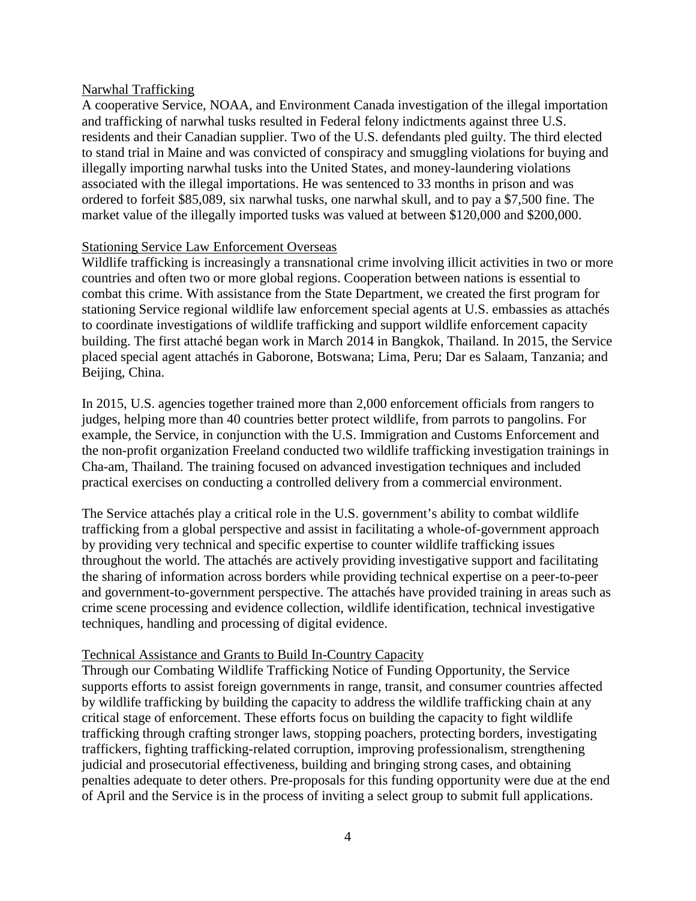## Narwhal Trafficking

A cooperative Service, NOAA, and Environment Canada investigation of the illegal importation and trafficking of narwhal tusks resulted in Federal felony indictments against three U.S. residents and their Canadian supplier. Two of the U.S. defendants pled guilty. The third elected to stand trial in Maine and was convicted of conspiracy and smuggling violations for buying and illegally importing narwhal tusks into the United States, and money-laundering violations associated with the illegal importations. He was sentenced to 33 months in prison and was ordered to forfeit $85,089, six narwhal tusks, one narwhal skull, and to pay a $7,500 fine. The market value of the illegally imported tusks was valued at between $120,000 and $200,000.

## Stationing Service Law Enforcement Overseas

Wildlife trafficking is increasingly a transnational crime involving illicit activities in two or more countries and often two or more global regions. Cooperation between nations is essential to combat this crime. With assistance from the State Department, we created the first program for stationing Service regional wildlife law enforcement special agents at U.S. embassies as attachés to coordinate investigations of wildlife trafficking and support wildlife enforcement capacity building. The first attaché began work in March 2014 in Bangkok, Thailand. In 2015, the Service placed special agent attachés in Gaborone, Botswana; Lima, Peru; Dar es Salaam, Tanzania; and Beijing, China.

In 2015, U.S. agencies together trained more than 2,000 enforcement officials from rangers to judges, helping more than 40 countries better protect wildlife, from parrots to pangolins. For example, the Service, in conjunction with the U.S. Immigration and Customs Enforcement and the non-profit organization Freeland conducted two wildlife trafficking investigation trainings in Cha-am, Thailand. The training focused on advanced investigation techniques and included practical exercises on conducting a controlled delivery from a commercial environment.

The Service attachés play a critical role in the U.S. government's ability to combat wildlife trafficking from a global perspective and assist in facilitating a whole-of-government approach by providing very technical and specific expertise to counter wildlife trafficking issues throughout the world. The attachés are actively providing investigative support and facilitating the sharing of information across borders while providing technical expertise on a peer-to-peer and government-to-government perspective. The attachés have provided training in areas such as crime scene processing and evidence collection, wildlife identification, technical investigative techniques, handling and processing of digital evidence.

## Technical Assistance and Grants to Build In-Country Capacity

Through our Combating Wildlife Trafficking Notice of Funding Opportunity, the Service supports efforts to assist foreign governments in range, transit, and consumer countries affected by wildlife trafficking by building the capacity to address the wildlife trafficking chain at any critical stage of enforcement. These efforts focus on building the capacity to fight wildlife trafficking through crafting stronger laws, stopping poachers, protecting borders, investigating traffickers, fighting trafficking-related corruption, improving professionalism, strengthening judicial and prosecutorial effectiveness, building and bringing strong cases, and obtaining penalties adequate to deter others. Pre-proposals for this funding opportunity were due at the end of April and the Service is in the process of inviting a select group to submit full applications.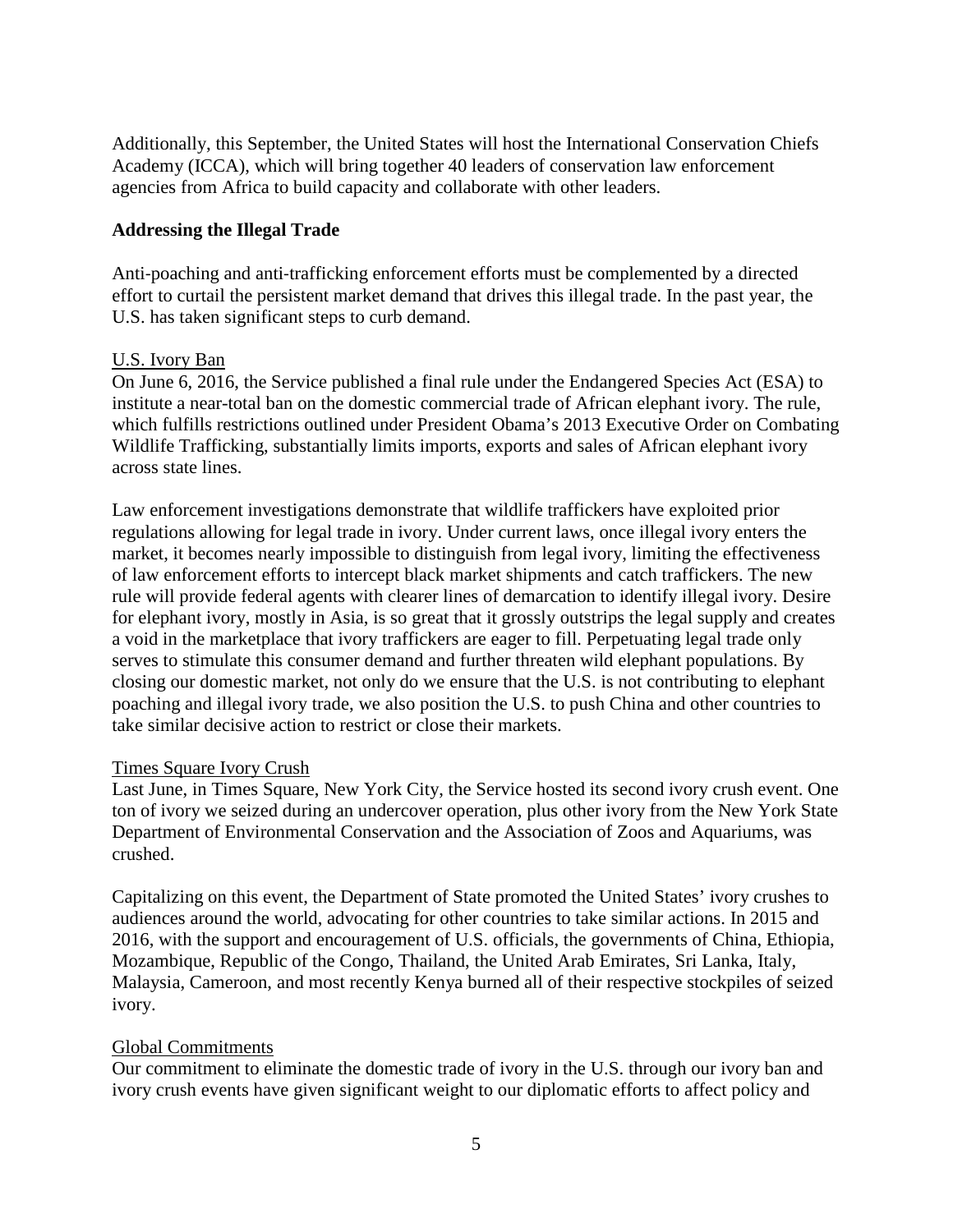Additionally, this September, the United States will host the International Conservation Chiefs Academy (ICCA), which will bring together 40 leaders of conservation law enforcement agencies from Africa to build capacity and collaborate with other leaders.

**Addressing the Illegal Trade**

Anti-poaching and anti-trafficking enforcement efforts must be complemented by a directed effort to curtail the persistent market demand that drives this illegal trade. In the past year, the U.S. has taken significant steps to curb demand.

<u>U.S. Ivory Ban</u>

On June 6, 2016, the Service published a final rule under the Endangered Species Act (ESA) to institute a near-total ban on the domestic commercial trade of African elephant ivory. The rule, which fulfills restrictions outlined under President Obama's 2013 Executive Order on Combating Wildlife Trafficking, substantially limits imports, exports and sales of African elephant ivory across state lines.

Law enforcement investigations demonstrate that wildlife traffickers have exploited prior regulations allowing for legal trade in ivory. Under current laws, once illegal ivory enters the market, it becomes nearly impossible to distinguish from legal ivory, limiting the effectiveness of law enforcement efforts to intercept black market shipments and catch traffickers. The new rule will provide federal agents with clearer lines of demarcation to identify illegal ivory. Desire for elephant ivory, mostly in Asia, is so great that it grossly outstrips the legal supply and creates a void in the marketplace that ivory traffickers are eager to fill. Perpetuating legal trade only serves to stimulate this consumer demand and further threaten wild elephant populations. By closing our domestic market, not only do we ensure that the U.S. is not contributing to elephant poaching and illegal ivory trade, we also position the U.S. to push China and other countries to take similar decisive action to restrict or close their markets.

<u>Times Square Ivory Crush</u>

Last June, in Times Square, New York City, the Service hosted its second ivory crush event. One ton of ivory we seized during an undercover operation, plus other ivory from the New York State Department of Environmental Conservation and the Association of Zoos and Aquariums, was crushed.

Capitalizing on this event, the Department of State promoted the United States' ivory crushes to audiences around the world, advocating for other countries to take similar actions. In 2015 and 2016, with the support and encouragement of U.S. officials, the governments of China, Ethiopia, Mozambique, Republic of the Congo, Thailand, the United Arab Emirates, Sri Lanka, Italy, Malaysia, Cameroon, and most recently Kenya burned all of their respective stockpiles of seized ivory.

<u>Global Commitments</u>

Our commitment to eliminate the domestic trade of ivory in the U.S. through our ivory ban and ivory crush events have given significant weight to our diplomatic efforts to affect policy and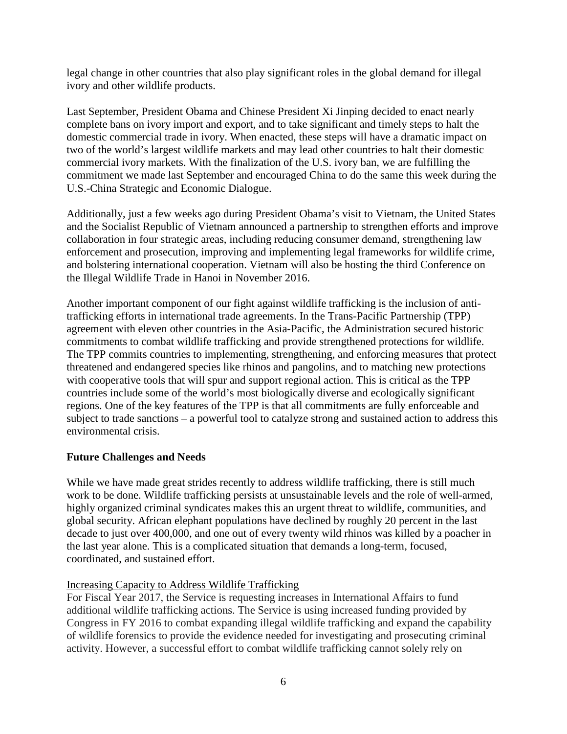legal change in other countries that also play significant roles in the global demand for illegal ivory and other wildlife products.

Last September, President Obama and Chinese President Xi Jinping decided to enact nearly complete bans on ivory import and export, and to take significant and timely steps to halt the domestic commercial trade in ivory. When enacted, these steps will have a dramatic impact on two of the world's largest wildlife markets and may lead other countries to halt their domestic commercial ivory markets. With the finalization of the U.S. ivory ban, we are fulfilling the commitment we made last September and encouraged China to do the same this week during the U.S.-China Strategic and Economic Dialogue.

Additionally, just a few weeks ago during President Obama's visit to Vietnam, the United States and the Socialist Republic of Vietnam announced a partnership to strengthen efforts and improve collaboration in four strategic areas, including reducing consumer demand, strengthening law enforcement and prosecution, improving and implementing legal frameworks for wildlife crime, and bolstering international cooperation. Vietnam will also be hosting the third Conference on the Illegal Wildlife Trade in Hanoi in November 2016.

Another important component of our fight against wildlife trafficking is the inclusion of anti-trafficking efforts in international trade agreements. In the Trans-Pacific Partnership (TPP) agreement with eleven other countries in the Asia-Pacific, the Administration secured historic commitments to combat wildlife trafficking and provide strengthened protections for wildlife. The TPP commits countries to implementing, strengthening, and enforcing measures that protect threatened and endangered species like rhinos and pangolins, and to matching new protections with cooperative tools that will spur and support regional action. This is critical as the TPP countries include some of the world's most biologically diverse and ecologically significant regions. One of the key features of the TPP is that all commitments are fully enforceable and subject to trade sanctions – a powerful tool to catalyze strong and sustained action to address this environmental crisis.

**Future Challenges and Needs**

While we have made great strides recently to address wildlife trafficking, there is still much work to be done. Wildlife trafficking persists at unsustainable levels and the role of well-armed, highly organized criminal syndicates makes this an urgent threat to wildlife, communities, and global security. African elephant populations have declined by roughly 20 percent in the last decade to just over 400,000, and one out of every twenty wild rhinos was killed by a poacher in the last year alone. This is a complicated situation that demands a long-term, focused, coordinated, and sustained effort.

<u>Increasing Capacity to Address Wildlife Trafficking</u>

For Fiscal Year 2017, the Service is requesting increases in International Affairs to fund additional wildlife trafficking actions. The Service is using increased funding provided by Congress in FY 2016 to combat expanding illegal wildlife trafficking and expand the capability of wildlife forensics to provide the evidence needed for investigating and prosecuting criminal activity. However, a successful effort to combat wildlife trafficking cannot solely rely on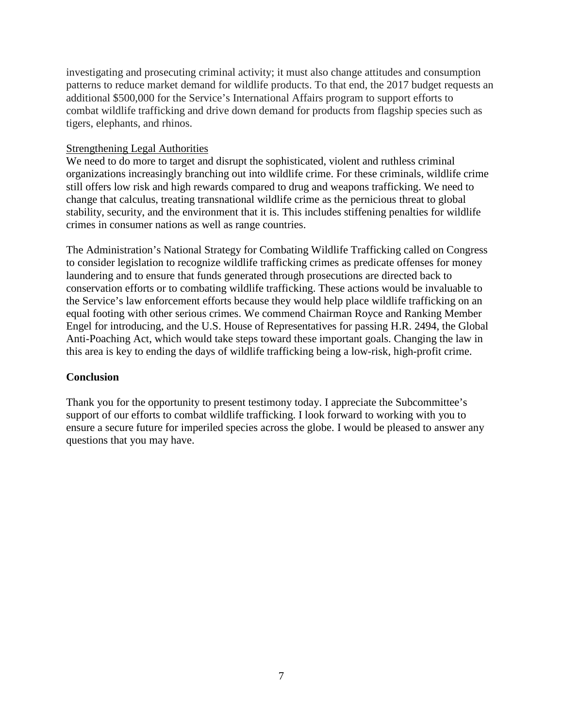investigating and prosecuting criminal activity; it must also change attitudes and consumption patterns to reduce market demand for wildlife products. To that end, the 2017 budget requests an additional $500,000 for the Service's International Affairs program to support efforts to combat wildlife trafficking and drive down demand for products from flagship species such as tigers, elephants, and rhinos.

Strengthening Legal Authorities

We need to do more to target and disrupt the sophisticated, violent and ruthless criminal organizations increasingly branching out into wildlife crime. For these criminals, wildlife crime still offers low risk and high rewards compared to drug and weapons trafficking. We need to change that calculus, treating transnational wildlife crime as the pernicious threat to global stability, security, and the environment that it is. This includes stiffening penalties for wildlife crimes in consumer nations as well as range countries.

The Administration's National Strategy for Combating Wildlife Trafficking called on Congress to consider legislation to recognize wildlife trafficking crimes as predicate offenses for money laundering and to ensure that funds generated through prosecutions are directed back to conservation efforts or to combating wildlife trafficking. These actions would be invaluable to the Service's law enforcement efforts because they would help place wildlife trafficking on an equal footing with other serious crimes. We commend Chairman Royce and Ranking Member Engel for introducing, and the U.S. House of Representatives for passing H.R. 2494, the Global Anti-Poaching Act, which would take steps toward these important goals. Changing the law in this area is key to ending the days of wildlife trafficking being a low-risk, high-profit crime.

## Conclusion

Thank you for the opportunity to present testimony today. I appreciate the Subcommittee's support of our efforts to combat wildlife trafficking. I look forward to working with you to ensure a secure future for imperiled species across the globe. I would be pleased to answer any questions that you may have.